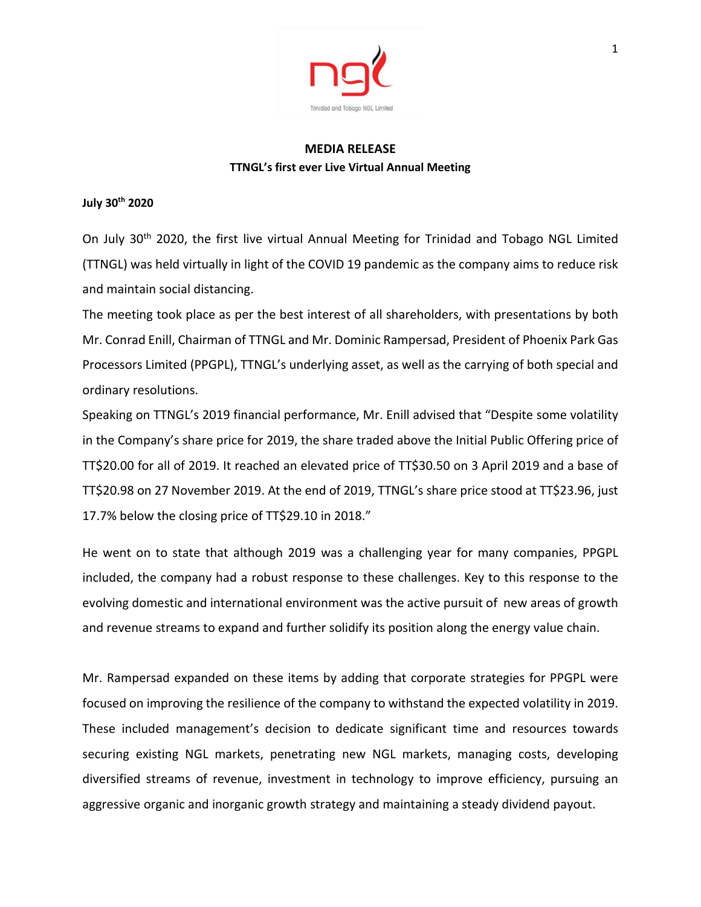# MEDIA RELEASE

## TTNGL's first ever Live Virtual Annual Meeting

**July 30th 2020**

On July 30th 2020, the first live virtual Annual Meeting for Trinidad and Tobago NGL Limited (TTNGL) was held virtually in light of the COVID 19 pandemic as the company aims to reduce risk and maintain social distancing.

The meeting took place as per the best interest of all shareholders, with presentations by both Mr. Conrad Enill, Chairman of TTNGL and Mr. Dominic Rampersad, President of Phoenix Park Gas Processors Limited (PPGPL), TTNGL's underlying asset, as well as the carrying of both special and ordinary resolutions.

Speaking on TTNGL's 2019 financial performance, Mr. Enill advised that "Despite some volatility in the Company's share price for 2019, the share traded above the Initial Public Offering price of TT$20.00 for all of 2019. It reached an elevated price of TT$30.50 on 3 April 2019 and a base of TT$20.98 on 27 November 2019. At the end of 2019, TTNGL's share price stood at TT$23.96, just 17.7% below the closing price of TT$29.10 in 2018."

He went on to state that although 2019 was a challenging year for many companies, PPGPL included, the company had a robust response to these challenges. Key to this response to the evolving domestic and international environment was the active pursuit of new areas of growth and revenue streams to expand and further solidify its position along the energy value chain.

Mr. Rampersad expanded on these items by adding that corporate strategies for PPGPL were focused on improving the resilience of the company to withstand the expected volatility in 2019. These included management's decision to dedicate significant time and resources towards securing existing NGL markets, penetrating new NGL markets, managing costs, developing diversified streams of revenue, investment in technology to improve efficiency, pursuing an aggressive organic and inorganic growth strategy and maintaining a steady dividend payout.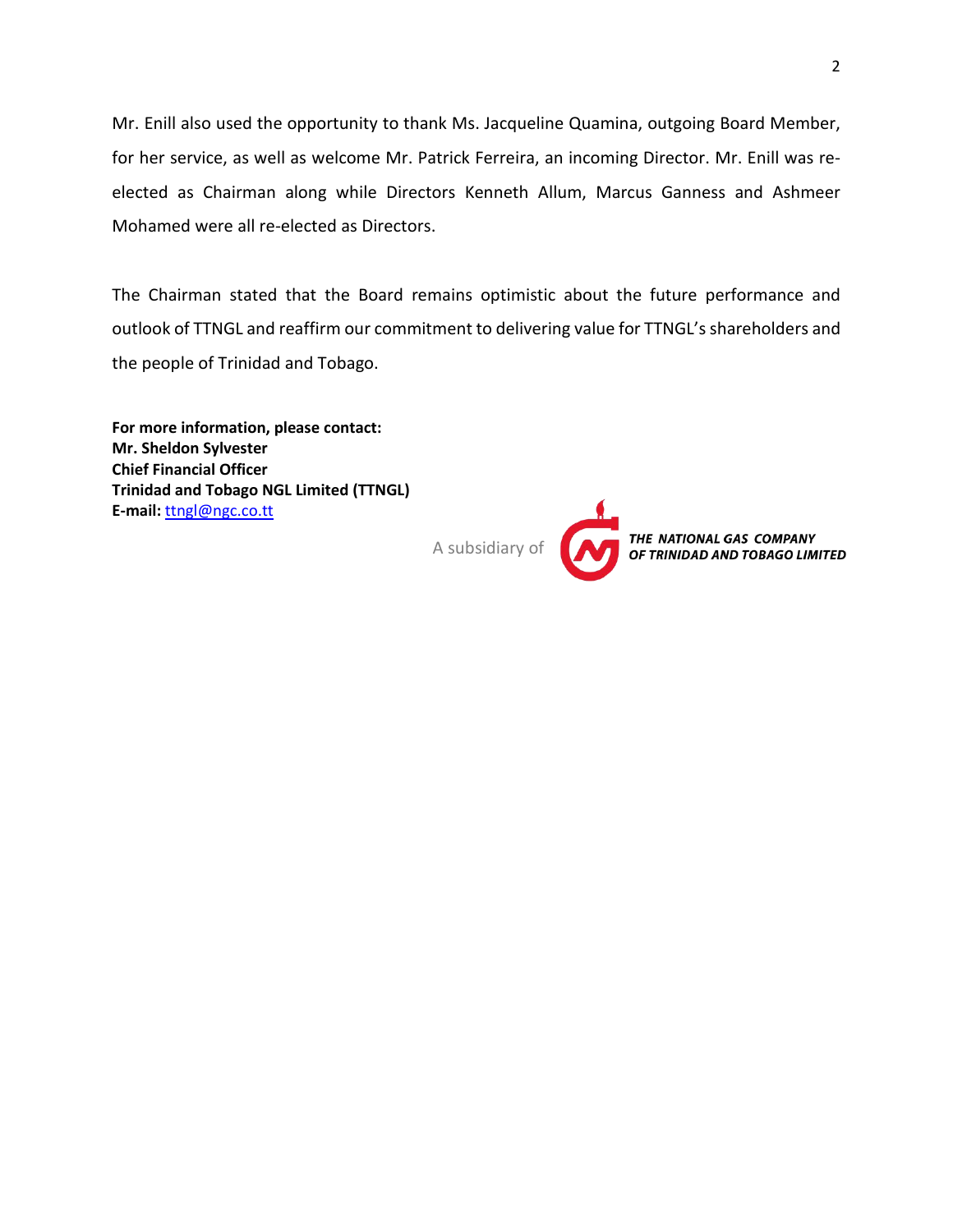Mr. Enill also used the opportunity to thank Ms. Jacqueline Quamina, outgoing Board Member, for her service, as well as welcome Mr. Patrick Ferreira, an incoming Director. Mr. Enill was re-elected as Chairman along while Directors Kenneth Allum, Marcus Ganness and Ashmeer Mohamed were all re-elected as Directors.

The Chairman stated that the Board remains optimistic about the future performance and outlook of TTNGL and reaffirm our commitment to delivering value for TTNGL's shareholders and the people of Trinidad and Tobago.

**For more information, please contact:**
**Mr. Sheldon Sylvester**
**Chief Financial Officer**
**Trinidad and Tobago NGL Limited (TTNGL)**
**E-mail:** ttngl@ngc.co.tt

A subsidiary of ***THE NATIONAL GAS COMPANY OF TRINIDAD AND TOBAGO LIMITED***